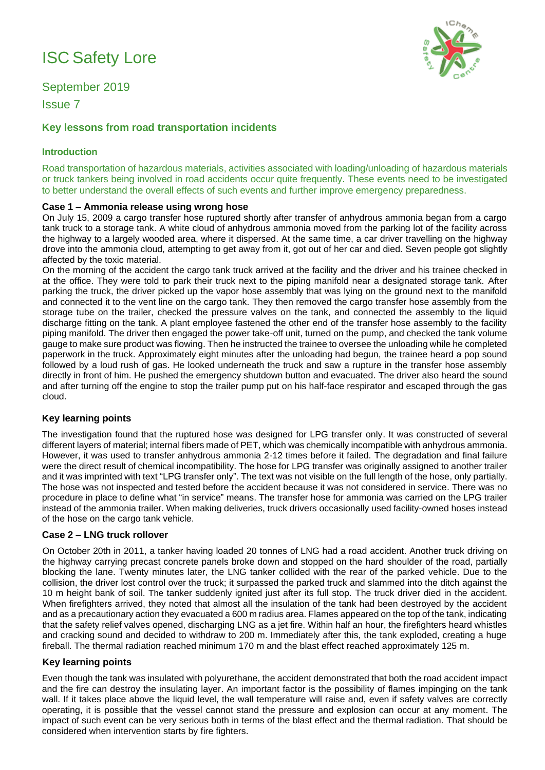# ISC Safety Lore

September 2019

Issue 7

## Key lessons from road transportation incidents

### Introduction

Road transportation of hazardous materials, activities associated with loading/unloading of hazardous materials or truck tankers being involved in road accidents occur quite frequently. These events need to be investigated to better understand the overall effects of such events and further improve emergency preparedness.

### Case 1 – Ammonia release using wrong hose

On July 15, 2009 a cargo transfer hose ruptured shortly after transfer of anhydrous ammonia began from a cargo tank truck to a storage tank. A white cloud of anhydrous ammonia moved from the parking lot of the facility across the highway to a largely wooded area, where it dispersed. At the same time, a car driver travelling on the highway drove into the ammonia cloud, attempting to get away from it, got out of her car and died. Seven people got slightly affected by the toxic material.

On the morning of the accident the cargo tank truck arrived at the facility and the driver and his trainee checked in at the office. They were told to park their truck next to the piping manifold near a designated storage tank. After parking the truck, the driver picked up the vapor hose assembly that was lying on the ground next to the manifold and connected it to the vent line on the cargo tank. They then removed the cargo transfer hose assembly from the storage tube on the trailer, checked the pressure valves on the tank, and connected the assembly to the liquid discharge fitting on the tank. A plant employee fastened the other end of the transfer hose assembly to the facility piping manifold. The driver then engaged the power take-off unit, turned on the pump, and checked the tank volume gauge to make sure product was flowing. Then he instructed the trainee to oversee the unloading while he completed paperwork in the truck. Approximately eight minutes after the unloading had begun, the trainee heard a pop sound followed by a loud rush of gas. He looked underneath the truck and saw a rupture in the transfer hose assembly directly in front of him. He pushed the emergency shutdown button and evacuated. The driver also heard the sound and after turning off the engine to stop the trailer pump put on his half-face respirator and escaped through the gas cloud.

### Key learning points

The investigation found that the ruptured hose was designed for LPG transfer only. It was constructed of several different layers of material; internal fibers made of PET, which was chemically incompatible with anhydrous ammonia. However, it was used to transfer anhydrous ammonia 2-12 times before it failed. The degradation and final failure were the direct result of chemical incompatibility. The hose for LPG transfer was originally assigned to another trailer and it was imprinted with text "LPG transfer only". The text was not visible on the full length of the hose, only partially. The hose was not inspected and tested before the accident because it was not considered in service. There was no procedure in place to define what "in service" means. The transfer hose for ammonia was carried on the LPG trailer instead of the ammonia trailer. When making deliveries, truck drivers occasionally used facility-owned hoses instead of the hose on the cargo tank vehicle.

### Case 2 – LNG truck rollover

On October 20th in 2011, a tanker having loaded 20 tonnes of LNG had a road accident. Another truck driving on the highway carrying precast concrete panels broke down and stopped on the hard shoulder of the road, partially blocking the lane. Twenty minutes later, the LNG tanker collided with the rear of the parked vehicle. Due to the collision, the driver lost control over the truck; it surpassed the parked truck and slammed into the ditch against the 10 m height bank of soil. The tanker suddenly ignited just after its full stop. The truck driver died in the accident. When firefighters arrived, they noted that almost all the insulation of the tank had been destroyed by the accident and as a precautionary action they evacuated a 600 m radius area. Flames appeared on the top of the tank, indicating that the safety relief valves opened, discharging LNG as a jet fire. Within half an hour, the firefighters heard whistles and cracking sound and decided to withdraw to 200 m. Immediately after this, the tank exploded, creating a huge fireball. The thermal radiation reached minimum 170 m and the blast effect reached approximately 125 m.

### Key learning points

Even though the tank was insulated with polyurethane, the accident demonstrated that both the road accident impact and the fire can destroy the insulating layer. An important factor is the possibility of flames impinging on the tank wall. If it takes place above the liquid level, the wall temperature will raise and, even if safety valves are correctly operating, it is possible that the vessel cannot stand the pressure and explosion can occur at any moment. The impact of such event can be very serious both in terms of the blast effect and the thermal radiation. That should be considered when intervention starts by fire fighters.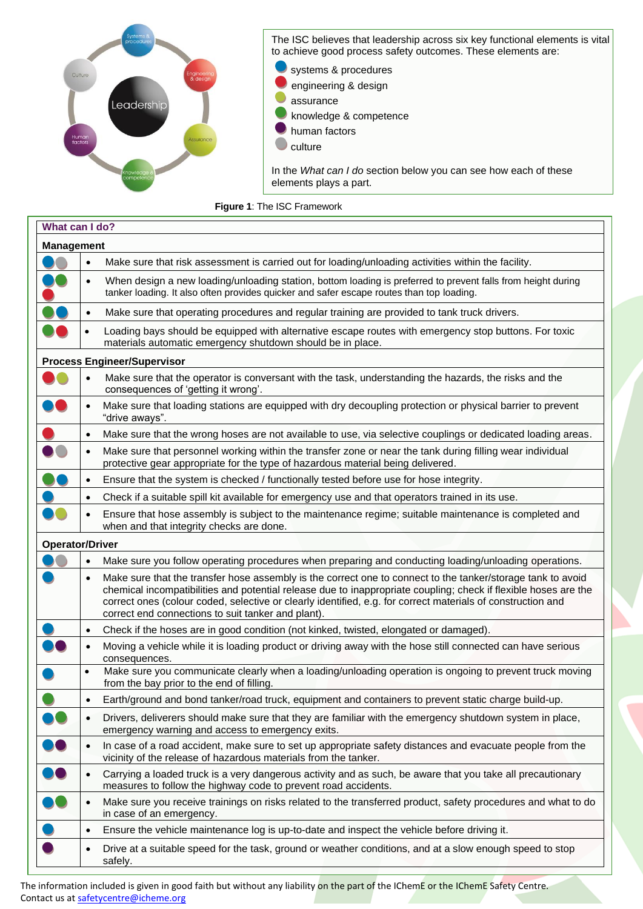Systems & procedures
Engineering & design
Assurance
Knowledge & competence
Human factors
Culture
Leadership

The ISC believes that leadership across six key functional elements is vital to achieve good process safety outcomes. These elements are:

- systems & procedures
- engineering & design
- assurance
- knowledge & competence
- human factors
- culture

In the *What can I do* section below you can see how each of these elements plays a part.

**Figure 1**: The ISC Framework

## What can I do?

### Management

- Make sure that risk assessment is carried out for loading/unloading activities within the facility.
- When design a new loading/unloading station, bottom loading is preferred to prevent falls from height during tanker loading. It also often provides quicker and safer escape routes than top loading.
- Make sure that operating procedures and regular training are provided to tank truck drivers.
- Loading bays should be equipped with alternative escape routes with emergency stop buttons. For toxic materials automatic emergency shutdown should be in place.

### Process Engineer/Supervisor

- Make sure that the operator is conversant with the task, understanding the hazards, the risks and the consequences of 'getting it wrong'.
- Make sure that loading stations are equipped with dry decoupling protection or physical barrier to prevent "drive aways".
- Make sure that the wrong hoses are not available to use, via selective couplings or dedicated loading areas.
- Make sure that personnel working within the transfer zone or near the tank during filling wear individual protective gear appropriate for the type of hazardous material being delivered.
- Ensure that the system is checked / functionally tested before use for hose integrity.
- Check if a suitable spill kit available for emergency use and that operators trained in its use.
- Ensure that hose assembly is subject to the maintenance regime; suitable maintenance is completed and when and that integrity checks are done.

### Operator/Driver

- Make sure you follow operating procedures when preparing and conducting loading/unloading operations.
- Make sure that the transfer hose assembly is the correct one to connect to the tanker/storage tank to avoid chemical incompatibilities and potential release due to inappropriate coupling; check if flexible hoses are the correct ones (colour coded, selective or clearly identified, e.g. for correct materials of construction and correct end connections to suit tanker and plant).
- Check if the hoses are in good condition (not kinked, twisted, elongated or damaged).
- Moving a vehicle while it is loading product or driving away with the hose still connected can have serious consequences.
- Make sure you communicate clearly when a loading/unloading operation is ongoing to prevent truck moving from the bay prior to the end of filling.
- Earth/ground and bond tanker/road truck, equipment and containers to prevent static charge build-up.
- Drivers, deliverers should make sure that they are familiar with the emergency shutdown system in place, emergency warning and access to emergency exits.
- In case of a road accident, make sure to set up appropriate safety distances and evacuate people from the vicinity of the release of hazardous materials from the tanker.
- Carrying a loaded truck is a very dangerous activity and as such, be aware that you take all precautionary measures to follow the highway code to prevent road accidents.
- Make sure you receive trainings on risks related to the transferred product, safety procedures and what to do in case of an emergency.
- Ensure the vehicle maintenance log is up-to-date and inspect the vehicle before driving it.
- Drive at a suitable speed for the task, ground or weather conditions, and at a slow enough speed to stop safely.

The information included is given in good faith but without any liability on the part of the IChemE or the IChemE Safety Centre.
Contact us at safetycentre@icheme.org